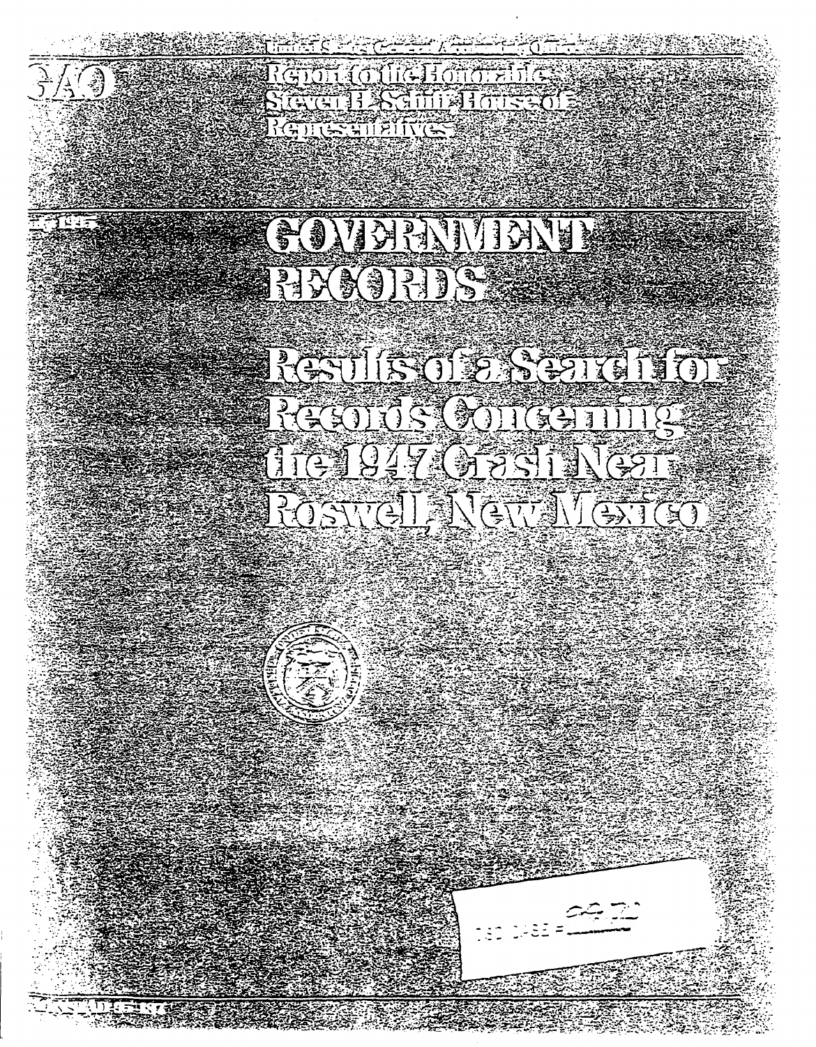GAO

United States General Accounting Office

Report to the Honorable Steven H. Schiff, House of Representatives

July 1995

# GOVERNMENT RECORDS

## Results of a Search for Records Concerning the 1947 Crash Near Roswell, New Mexico

GAO/NSIAD-95-187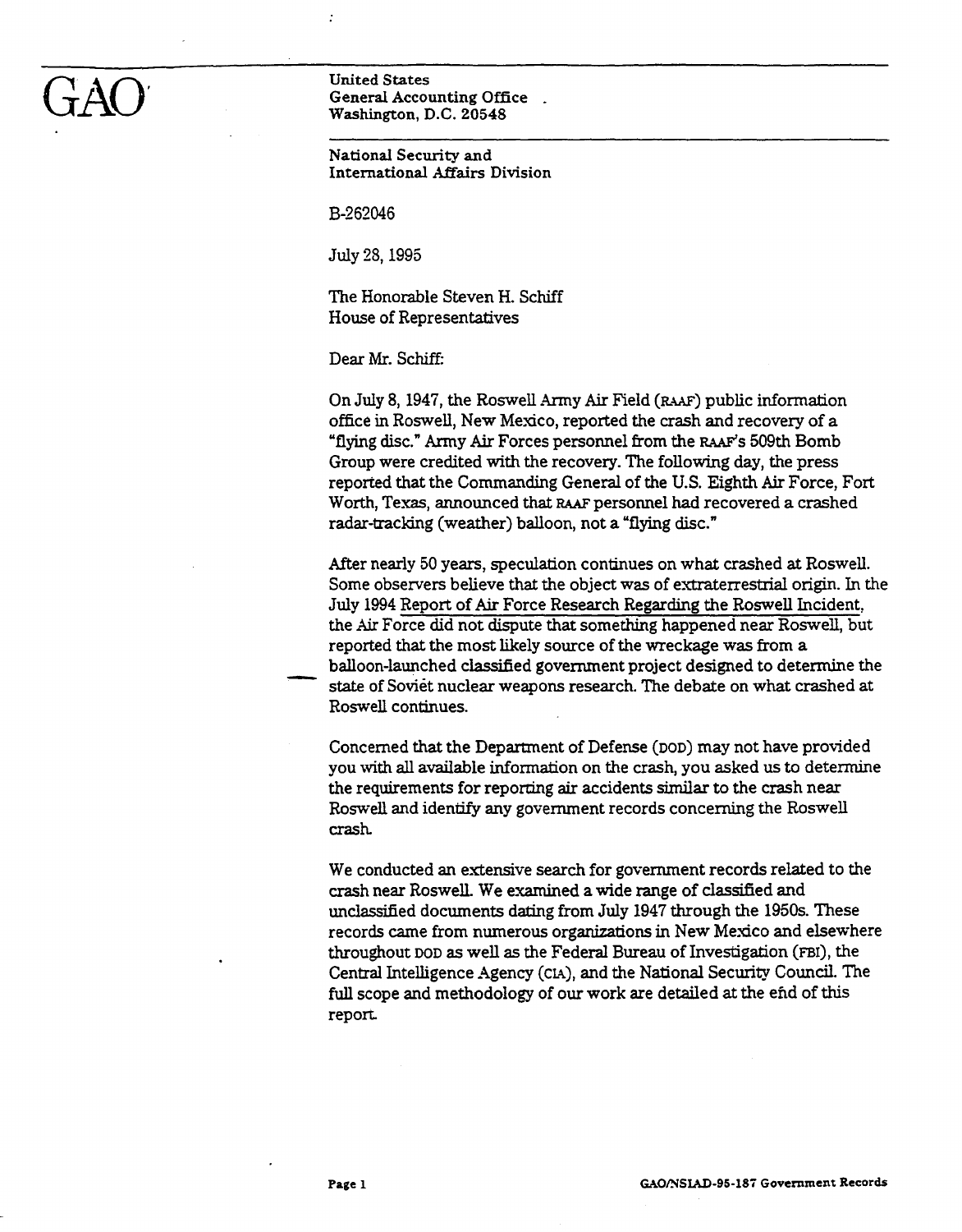GAO

United States
General Accounting Office
Washington, D.C. 20548

National Security and
International Affairs Division

B-262046

July 28, 1995

The Honorable Steven H. Schiff
House of Representatives

Dear Mr. Schiff:

On July 8, 1947, the Roswell Army Air Field (RAAF) public information office in Roswell, New Mexico, reported the crash and recovery of a "flying disc." Army Air Forces personnel from the RAAF's 509th Bomb Group were credited with the recovery. The following day, the press reported that the Commanding General of the U.S. Eighth Air Force, Fort Worth, Texas, announced that RAAF personnel had recovered a crashed radar-tracking (weather) balloon, not a "flying disc."

After nearly 50 years, speculation continues on what crashed at Roswell. Some observers believe that the object was of extraterrestrial origin. In the July 1994 Report of Air Force Research Regarding the Roswell Incident, the Air Force did not dispute that something happened near Roswell, but reported that the most likely source of the wreckage was from a balloon-launched classified government project designed to determine the state of Soviet nuclear weapons research. The debate on what crashed at Roswell continues.

Concerned that the Department of Defense (DOD) may not have provided you with all available information on the crash, you asked us to determine the requirements for reporting air accidents similar to the crash near Roswell and identify any government records concerning the Roswell crash.

We conducted an extensive search for government records related to the crash near Roswell. We examined a wide range of classified and unclassified documents dating from July 1947 through the 1950s. These records came from numerous organizations in New Mexico and elsewhere throughout DOD as well as the Federal Bureau of Investigation (FBI), the Central Intelligence Agency (CIA), and the National Security Council. The full scope and methodology of our work are detailed at the end of this report.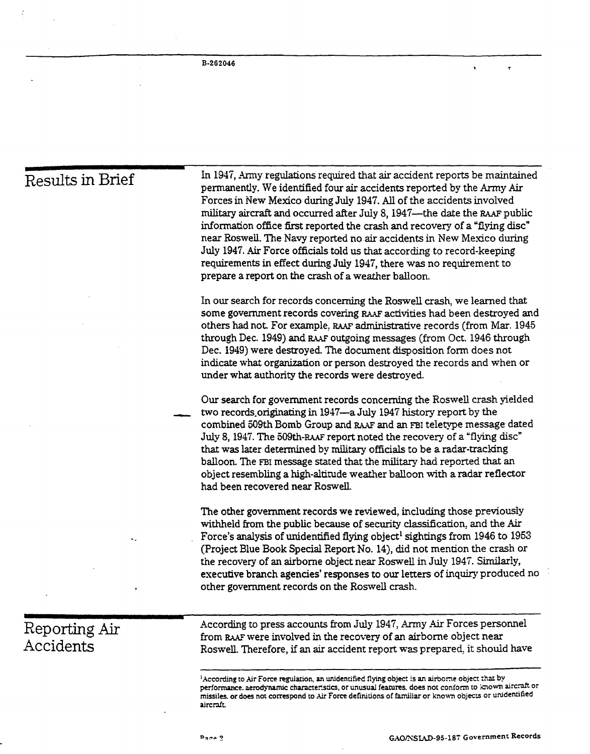## Results in Brief

In 1947, Army regulations required that air accident reports be maintained permanently. We identified four air accidents reported by the Army Air Forces in New Mexico during July 1947. All of the accidents involved military aircraft and occurred after July 8, 1947—the date the RAAF public information office first reported the crash and recovery of a "flying disc" near Roswell. The Navy reported no air accidents in New Mexico during July 1947. Air Force officials told us that according to record-keeping requirements in effect during July 1947, there was no requirement to prepare a report on the crash of a weather balloon.

In our search for records concerning the Roswell crash, we learned that some government records covering RAAF activities had been destroyed and others had not. For example, RAAF administrative records (from Mar. 1945 through Dec. 1949) and RAAF outgoing messages (from Oct. 1946 through Dec. 1949) were destroyed. The document disposition form does not indicate what organization or person destroyed the records and when or under what authority the records were destroyed.

Our search for government records concerning the Roswell crash yielded two records originating in 1947—a July 1947 history report by the combined 509th Bomb Group and RAAF and an FBI teletype message dated July 8, 1947. The 509th-RAAF report noted the recovery of a "flying disc" that was later determined by military officials to be a radar-tracking balloon. The FBI message stated that the military had reported that an object resembling a high-altitude weather balloon with a radar reflector had been recovered near Roswell.

The other government records we reviewed, including those previously withheld from the public because of security classification, and the Air Force's analysis of unidentified flying object[1] sightings from 1946 to 1953 (Project Blue Book Special Report No. 14), did not mention the crash or the recovery of an airborne object near Roswell in July 1947. Similarly, executive branch agencies' responses to our letters of inquiry produced no other government records on the Roswell crash.

## Reporting Air Accidents

According to press accounts from July 1947, Army Air Forces personnel from RAAF were involved in the recovery of an airborne object near Roswell. Therefore, if an air accident report was prepared, it should have

[1]According to Air Force regulation, an unidentified flying object is an airborne object that by performance, aerodynamic characteristics, or unusual features, does not conform to known aircraft or missiles, or does not correspond to Air Force definitions of familiar or known objects or unidentified aircraft.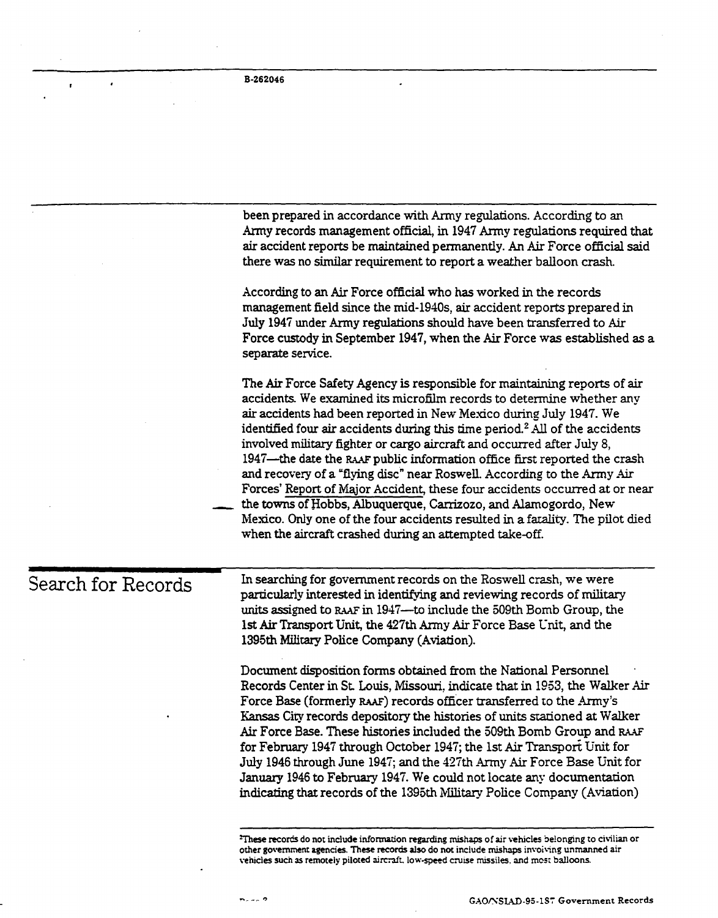been prepared in accordance with Army regulations. According to an Army records management official, in 1947 Army regulations required that air accident reports be maintained permanently. An Air Force official said there was no similar requirement to report a weather balloon crash.

According to an Air Force official who has worked in the records management field since the mid-1940s, air accident reports prepared in July 1947 under Army regulations should have been transferred to Air Force custody in September 1947, when the Air Force was established as a separate service.

The Air Force Safety Agency is responsible for maintaining reports of air accidents. We examined its microfilm records to determine whether any air accidents had been reported in New Mexico during July 1947. We identified four air accidents during this time period.[2] All of the accidents involved military fighter or cargo aircraft and occurred after July 8, 1947—the date the RAAF public information office first reported the crash and recovery of a "flying disc" near Roswell. According to the Army Air Forces' Report of Major Accident, these four accidents occurred at or near the towns of Hobbs, Albuquerque, Carrizozo, and Alamogordo, New Mexico. Only one of the four accidents resulted in a fatality. The pilot died when the aircraft crashed during an attempted take-off.

## Search for Records

In searching for government records on the Roswell crash, we were particularly interested in identifying and reviewing records of military units assigned to RAAF in 1947—to include the 509th Bomb Group, the 1st Air Transport Unit, the 427th Army Air Force Base Unit, and the 1395th Military Police Company (Aviation).

Document disposition forms obtained from the National Personnel Records Center in St. Louis, Missouri, indicate that in 1953, the Walker Air Force Base (formerly RAAF) records officer transferred to the Army's Kansas City records depository the histories of units stationed at Walker Air Force Base. These histories included the 509th Bomb Group and RAAF for February 1947 through October 1947; the 1st Air Transport Unit for July 1946 through June 1947; and the 427th Army Air Force Base Unit for January 1946 to February 1947. We could not locate any documentation indicating that records of the 1395th Military Police Company (Aviation)

---

[2] These records do not include information regarding mishaps of air vehicles belonging to civilian or other government agencies. These records also do not include mishaps involving unmanned air vehicles such as remotely piloted aircraft, low-speed cruise missiles, and most balloons.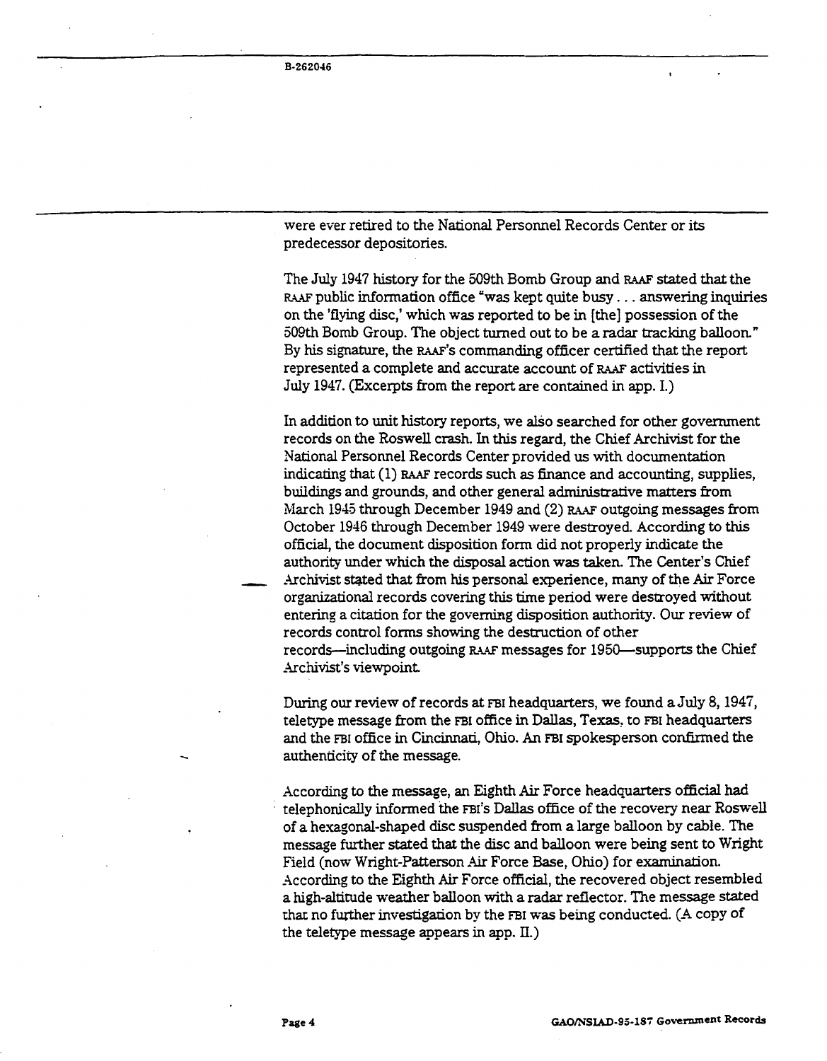were ever retired to the National Personnel Records Center or its predecessor depositories.

The July 1947 history for the 509th Bomb Group and RAAF stated that the RAAF public information office "was kept quite busy . . . answering inquiries on the 'flying disc,' which was reported to be in [the] possession of the 509th Bomb Group. The object turned out to be a radar tracking balloon." By his signature, the RAAF's commanding officer certified that the report represented a complete and accurate account of RAAF activities in July 1947. (Excerpts from the report are contained in app. I.)

In addition to unit history reports, we also searched for other government records on the Roswell crash. In this regard, the Chief Archivist for the National Personnel Records Center provided us with documentation indicating that (1) RAAF records such as finance and accounting, supplies, buildings and grounds, and other general administrative matters from March 1945 through December 1949 and (2) RAAF outgoing messages from October 1946 through December 1949 were destroyed. According to this official, the document disposition form did not properly indicate the authority under which the disposal action was taken. The Center's Chief Archivist stated that from his personal experience, many of the Air Force organizational records covering this time period were destroyed without entering a citation for the governing disposition authority. Our review of records control forms showing the destruction of other records—including outgoing RAAF messages for 1950—supports the Chief Archivist's viewpoint.

During our review of records at FBI headquarters, we found a July 8, 1947, teletype message from the FBI office in Dallas, Texas, to FBI headquarters and the FBI office in Cincinnati, Ohio. An FBI spokesperson confirmed the authenticity of the message.

According to the message, an Eighth Air Force headquarters official had telephonically informed the FBI's Dallas office of the recovery near Roswell of a hexagonal-shaped disc suspended from a large balloon by cable. The message further stated that the disc and balloon were being sent to Wright Field (now Wright-Patterson Air Force Base, Ohio) for examination. According to the Eighth Air Force official, the recovered object resembled a high-altitude weather balloon with a radar reflector. The message stated that no further investigation by the FBI was being conducted. (A copy of the teletype message appears in app. II.)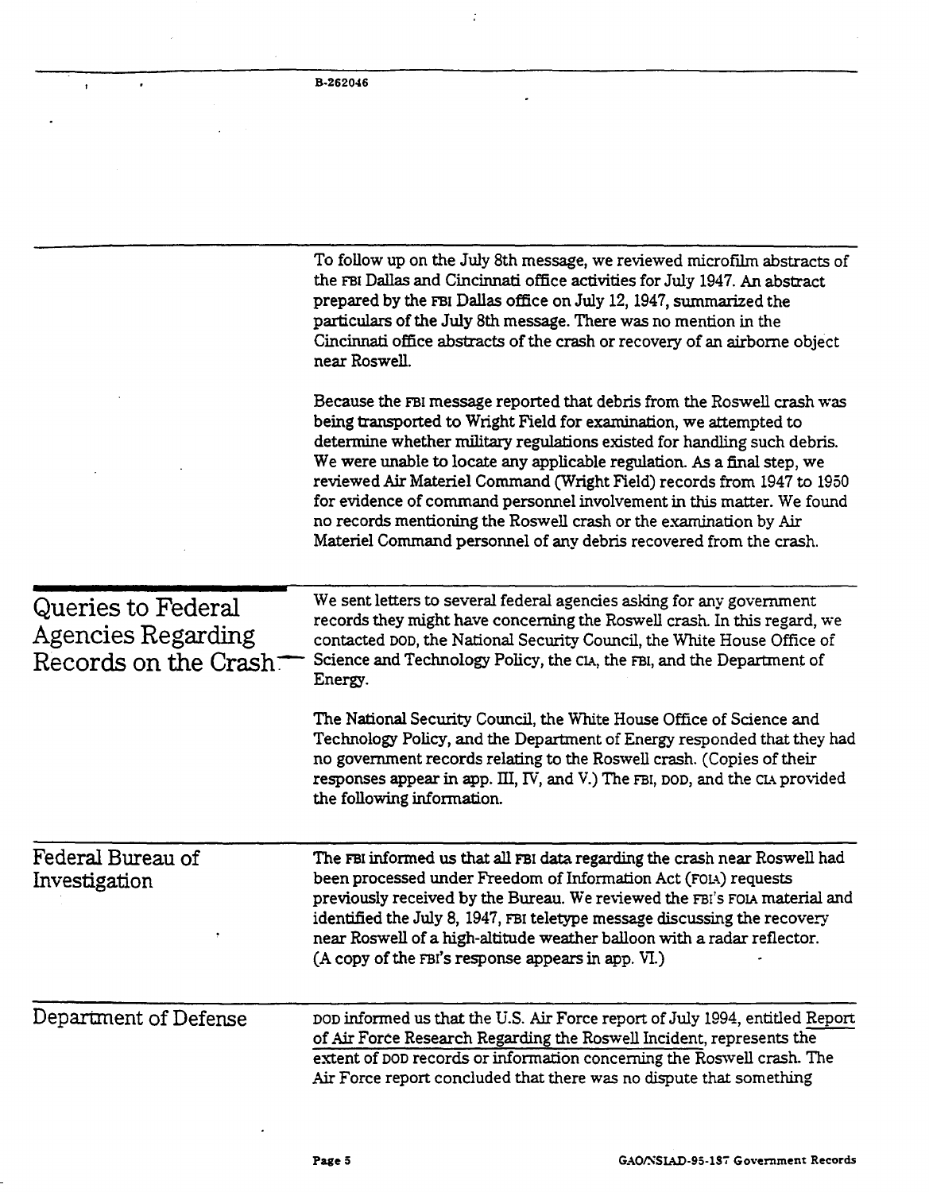To follow up on the July 8th message, we reviewed microfilm abstracts of the FBI Dallas and Cincinnati office activities for July 1947. An abstract prepared by the FBI Dallas office on July 12, 1947, summarized the particulars of the July 8th message. There was no mention in the Cincinnati office abstracts of the crash or recovery of an airborne object near Roswell.

Because the FBI message reported that debris from the Roswell crash was being transported to Wright Field for examination, we attempted to determine whether military regulations existed for handling such debris. We were unable to locate any applicable regulation. As a final step, we reviewed Air Materiel Command (Wright Field) records from 1947 to 1950 for evidence of command personnel involvement in this matter. We found no records mentioning the Roswell crash or the examination by Air Materiel Command personnel of any debris recovered from the crash.

## Queries to Federal Agencies Regarding Records on the Crash

We sent letters to several federal agencies asking for any government records they might have concerning the Roswell crash. In this regard, we contacted DOD, the National Security Council, the White House Office of Science and Technology Policy, the CIA, the FBI, and the Department of Energy.

The National Security Council, the White House Office of Science and Technology Policy, and the Department of Energy responded that they had no government records relating to the Roswell crash. (Copies of their responses appear in app. III, IV, and V.) The FBI, DOD, and the CIA provided the following information.

### Federal Bureau of Investigation

The FBI informed us that all FBI data regarding the crash near Roswell had been processed under Freedom of Information Act (FOIA) requests previously received by the Bureau. We reviewed the FBI's FOIA material and identified the July 8, 1947, FBI teletype message discussing the recovery near Roswell of a high-altitude weather balloon with a radar reflector. (A copy of the FBI's response appears in app. VI.)

### Department of Defense

DOD informed us that the U.S. Air Force report of July 1994, entitled Report of Air Force Research Regarding the Roswell Incident, represents the extent of DOD records or information concerning the Roswell crash. The Air Force report concluded that there was no dispute that something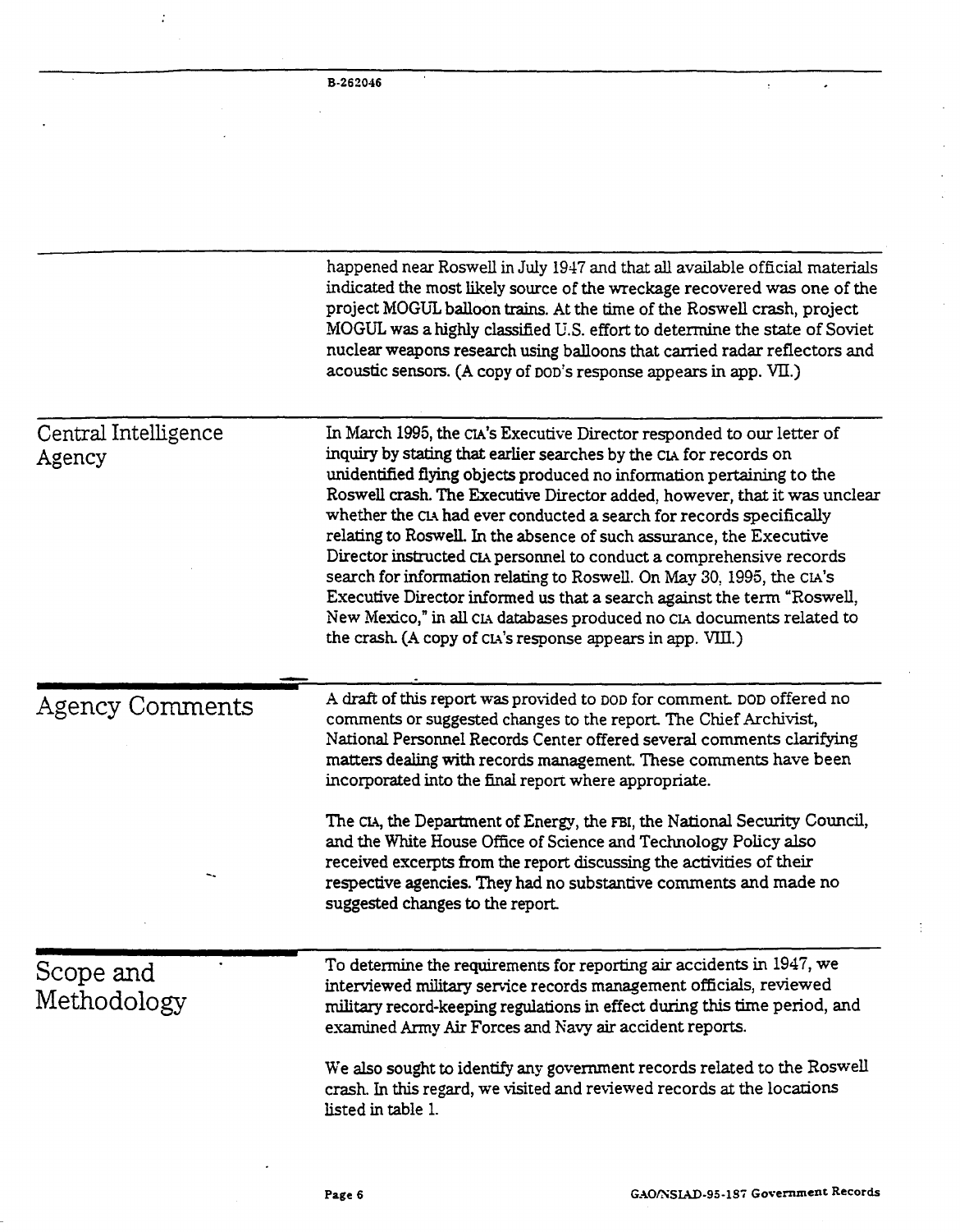happened near Roswell in July 1947 and that all available official materials indicated the most likely source of the wreckage recovered was one of the project MOGUL balloon trains. At the time of the Roswell crash, project MOGUL was a highly classified U.S. effort to determine the state of Soviet nuclear weapons research using balloons that carried radar reflectors and acoustic sensors. (A copy of DOD's response appears in app. VII.)

## Central Intelligence Agency

In March 1995, the CIA's Executive Director responded to our letter of inquiry by stating that earlier searches by the CIA for records on unidentified flying objects produced no information pertaining to the Roswell crash. The Executive Director added, however, that it was unclear whether the CIA had ever conducted a search for records specifically relating to Roswell. In the absence of such assurance, the Executive Director instructed CIA personnel to conduct a comprehensive records search for information relating to Roswell. On May 30, 1995, the CIA's Executive Director informed us that a search against the term "Roswell, New Mexico," in all CIA databases produced no CIA documents related to the crash. (A copy of CIA's response appears in app. VIII.)

# Agency Comments

A draft of this report was provided to DOD for comment. DOD offered no comments or suggested changes to the report. The Chief Archivist, National Personnel Records Center offered several comments clarifying matters dealing with records management. These comments have been incorporated into the final report where appropriate.

The CIA, the Department of Energy, the FBI, the National Security Council, and the White House Office of Science and Technology Policy also received excerpts from the report discussing the activities of their respective agencies. They had no substantive comments and made no suggested changes to the report.

# Scope and Methodology

To determine the requirements for reporting air accidents in 1947, we interviewed military service records management officials, reviewed military record-keeping regulations in effect during this time period, and examined Army Air Forces and Navy air accident reports.

We also sought to identify any government records related to the Roswell crash. In this regard, we visited and reviewed records at the locations listed in table 1.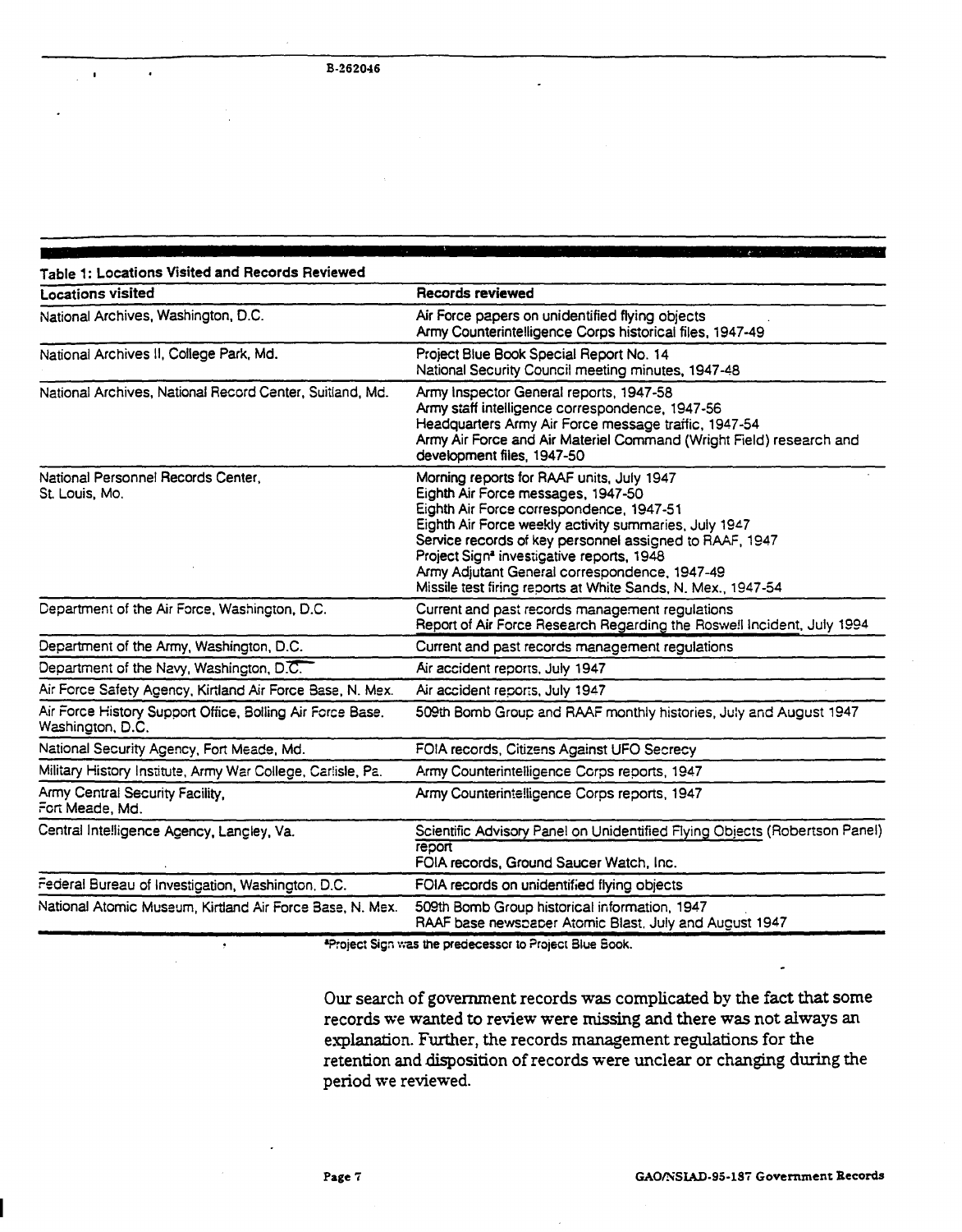**Table 1: Locations Visited and Records Reviewed**

| Locations visited | Records reviewed |
|---|---|
| National Archives, Washington, D.C. | Air Force papers on unidentified flying objects<br>Army Counterintelligence Corps historical files, 1947-49 |
| National Archives II, College Park, Md. | Project Blue Book Special Report No. 14<br>National Security Council meeting minutes, 1947-48 |
| National Archives, National Record Center, Suitland, Md. | Army Inspector General reports, 1947-58<br>Army staff intelligence correspondence, 1947-56<br>Headquarters Army Air Force message traffic, 1947-54<br>Army Air Force and Air Materiel Command (Wright Field) research and development files, 1947-50 |
| National Personnel Records Center, St. Louis, Mo. | Morning reports for RAAF units, July 1947<br>Eighth Air Force messages, 1947-50<br>Eighth Air Force correspondence, 1947-51<br>Eighth Air Force weekly activity summaries, July 1947<br>Service records of key personnel assigned to RAAF, 1947<br>Project Sign[a] investigative reports, 1948<br>Army Adjutant General correspondence, 1947-49<br>Missile test firing reports at White Sands, N. Mex., 1947-54 |
| Department of the Air Force, Washington, D.C. | Current and past records management regulations<br>Report of Air Force Research Regarding the Roswell Incident, July 1994 |
| Department of the Army, Washington, D.C. | Current and past records management regulations |
| Department of the Navy, Washington, D.C. | Air accident reports, July 1947 |
| Air Force Safety Agency, Kirtland Air Force Base, N. Mex. | Air accident reports, July 1947 |
| Air Force History Support Office, Bolling Air Force Base, Washington, D.C. | 509th Bomb Group and RAAF monthly histories, July and August 1947 |
| National Security Agency, Fort Meade, Md. | FOIA records, Citizens Against UFO Secrecy |
| Military History Institute, Army War College, Carlisle, Pa. | Army Counterintelligence Corps reports, 1947 |
| Army Central Security Facility, Fort Meade, Md. | Army Counterintelligence Corps reports, 1947 |
| Central Intelligence Agency, Langley, Va. | Scientific Advisory Panel on Unidentified Flying Objects (Robertson Panel) report<br>FOIA records, Ground Saucer Watch, Inc. |
| Federal Bureau of Investigation, Washington, D.C. | FOIA records on unidentified flying objects |
| National Atomic Museum, Kirtland Air Force Base, N. Mex. | 509th Bomb Group historical information, 1947<br>RAAF base newspaper Atomic Blast, July and August 1947 |

[a]Project Sign was the predecessor to Project Blue Book.

Our search of government records was complicated by the fact that some records we wanted to review were missing and there was not always an explanation. Further, the records management regulations for the retention and disposition of records were unclear or changing during the period we reviewed.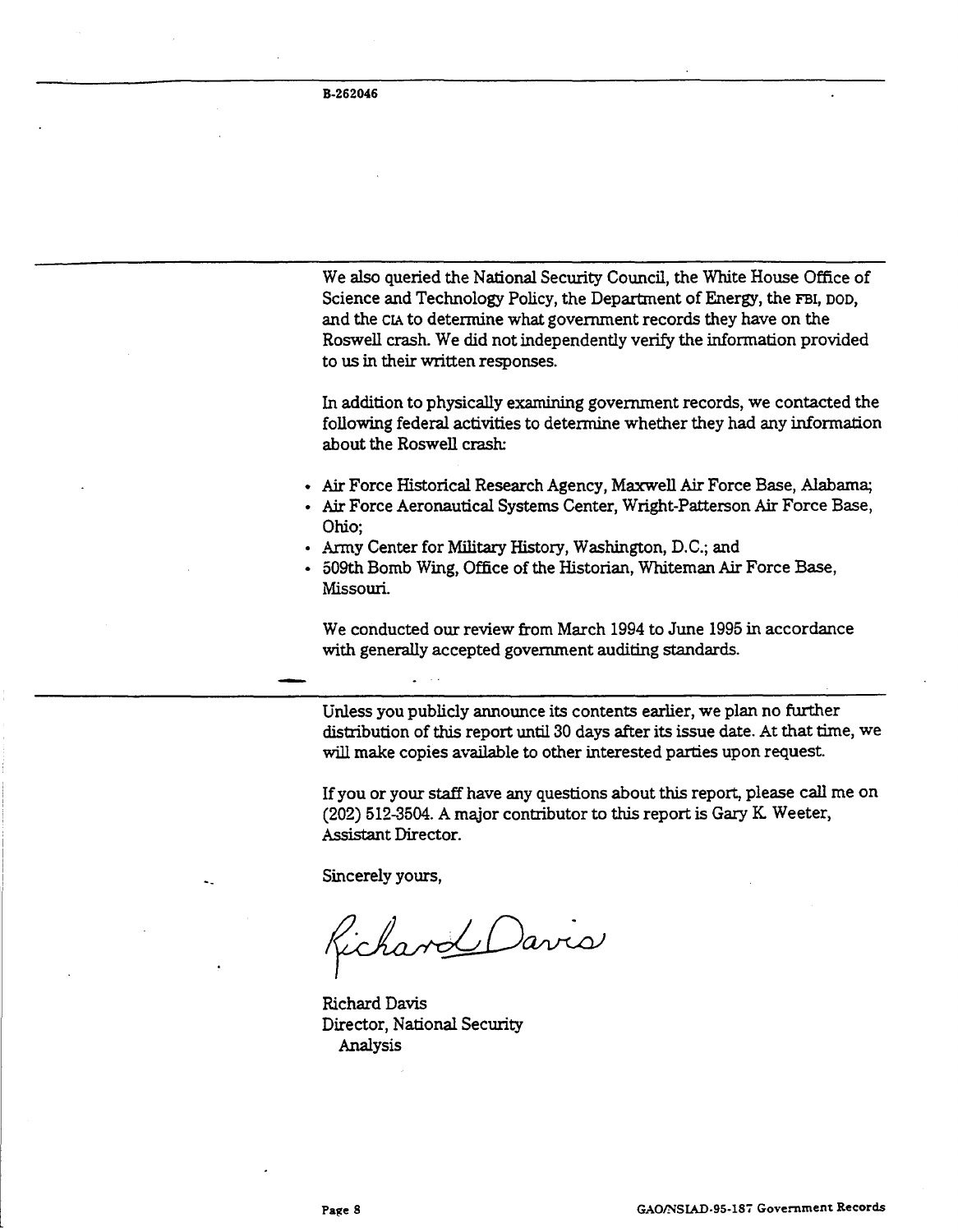We also queried the National Security Council, the White House Office of Science and Technology Policy, the Department of Energy, the FBI, DOD, and the CIA to determine what government records they have on the Roswell crash. We did not independently verify the information provided to us in their written responses.

In addition to physically examining government records, we contacted the following federal activities to determine whether they had any information about the Roswell crash:

- Air Force Historical Research Agency, Maxwell Air Force Base, Alabama;
- Air Force Aeronautical Systems Center, Wright-Patterson Air Force Base, Ohio;
- Army Center for Military History, Washington, D.C.; and
- 509th Bomb Wing, Office of the Historian, Whiteman Air Force Base, Missouri.

We conducted our review from March 1994 to June 1995 in accordance with generally accepted government auditing standards.

Unless you publicly announce its contents earlier, we plan no further distribution of this report until 30 days after its issue date. At that time, we will make copies available to other interested parties upon request.

If you or your staff have any questions about this report, please call me on (202) 512-3504. A major contributor to this report is Gary K. Weeter, Assistant Director.

Sincerely yours,

Richard Davis

Richard Davis
Director, National Security Analysis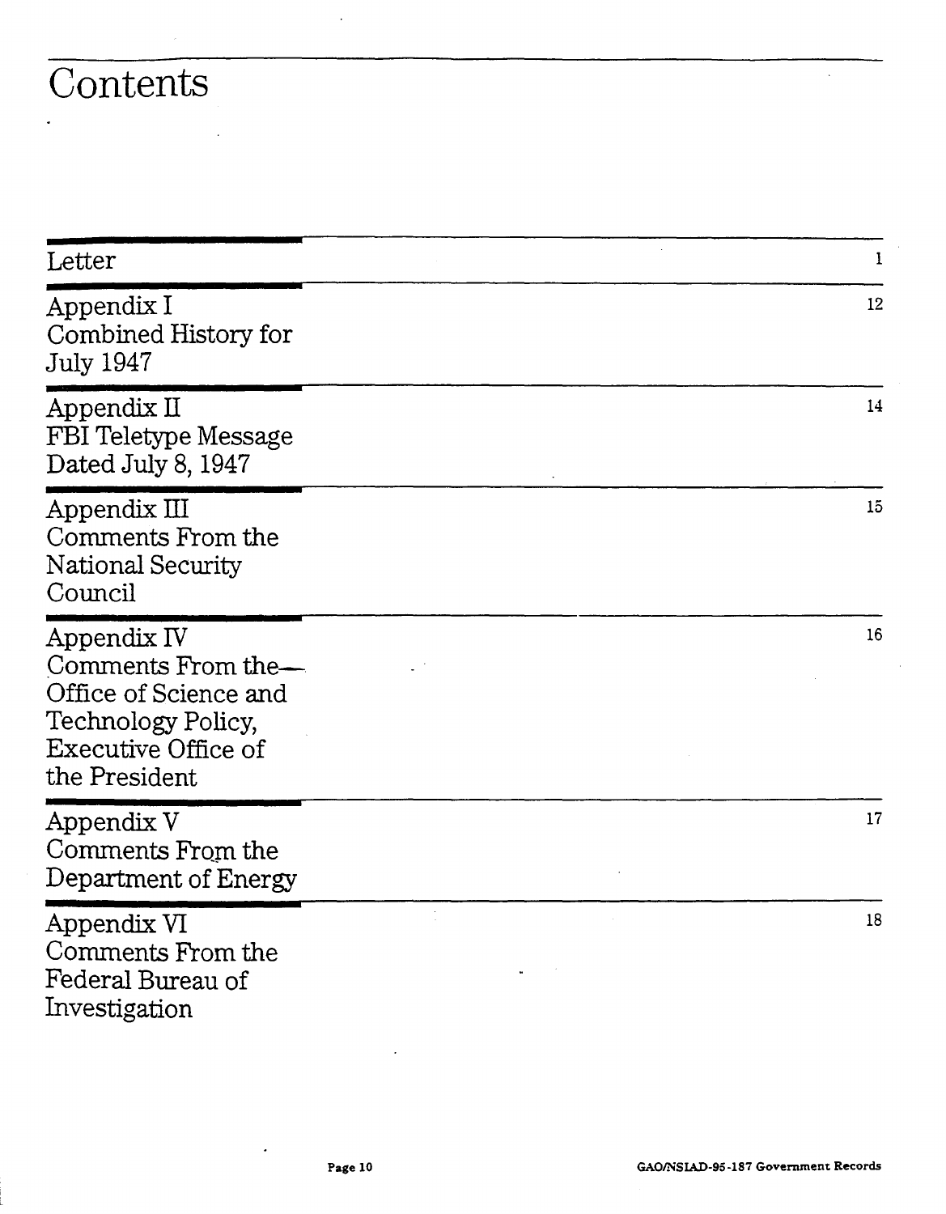# Contents

| | |
|---|---|
| Letter | 1 |
| Appendix I<br>Combined History for July 1947 | 12 |
| Appendix II<br>FBI Teletype Message Dated July 8, 1947 | 14 |
| Appendix III<br>Comments From the National Security Council | 15 |
| Appendix IV<br>Comments From the—Office of Science and Technology Policy, Executive Office of the President | 16 |
| Appendix V<br>Comments From the Department of Energy | 17 |
| Appendix VI<br>Comments From the Federal Bureau of Investigation | 18 |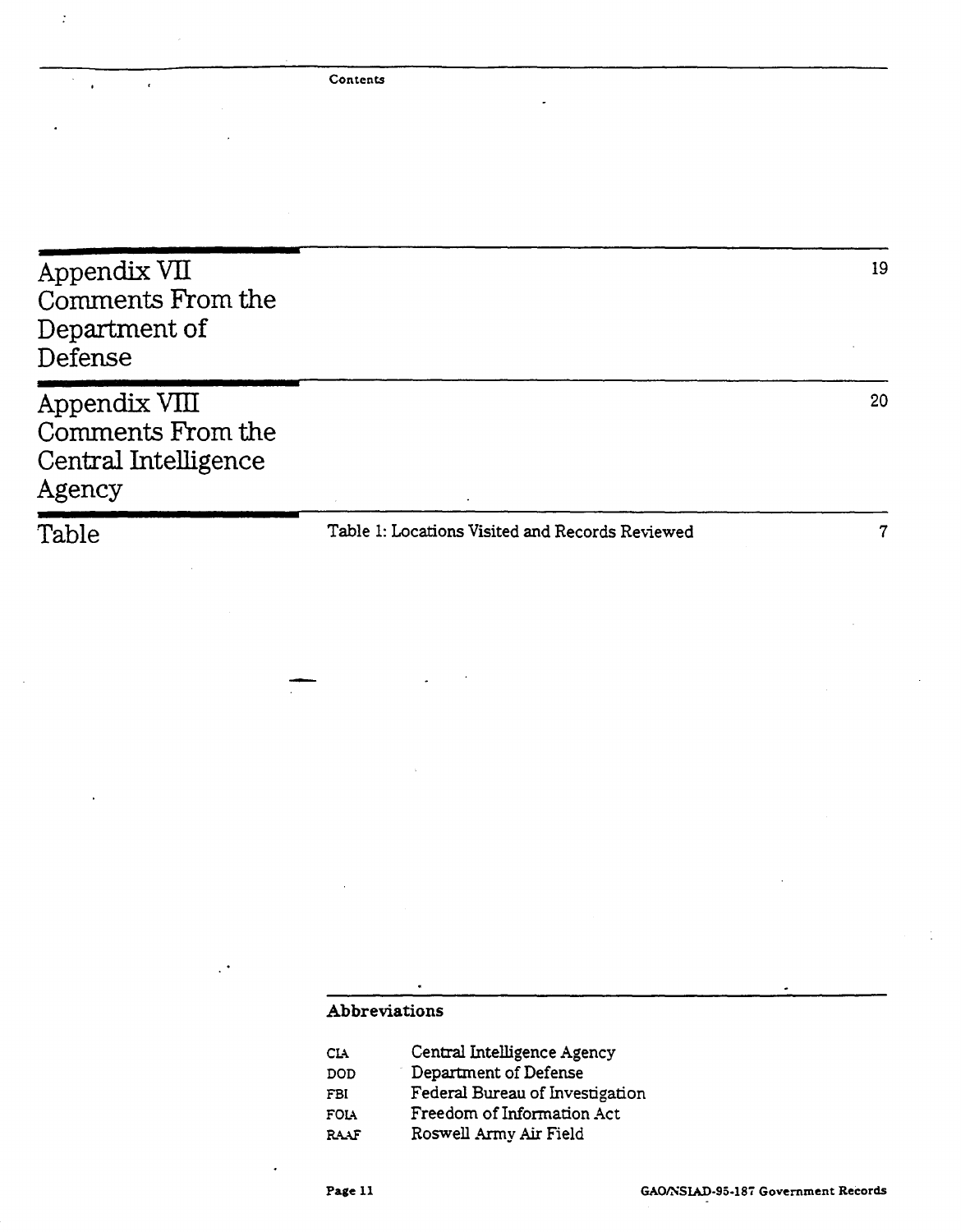| | | |
|---|---|---|
| Appendix VII Comments From the Department of Defense | | 19 |
| Appendix VIII Comments From the Central Intelligence Agency | | 20 |
| Table | Table 1: Locations Visited and Records Reviewed | 7 |

## Abbreviations

| | |
|---|---|
| CIA | Central Intelligence Agency |
| DOD | Department of Defense |
| FBI | Federal Bureau of Investigation |
| FOIA | Freedom of Information Act |
| RAAF | Roswell Army Air Field |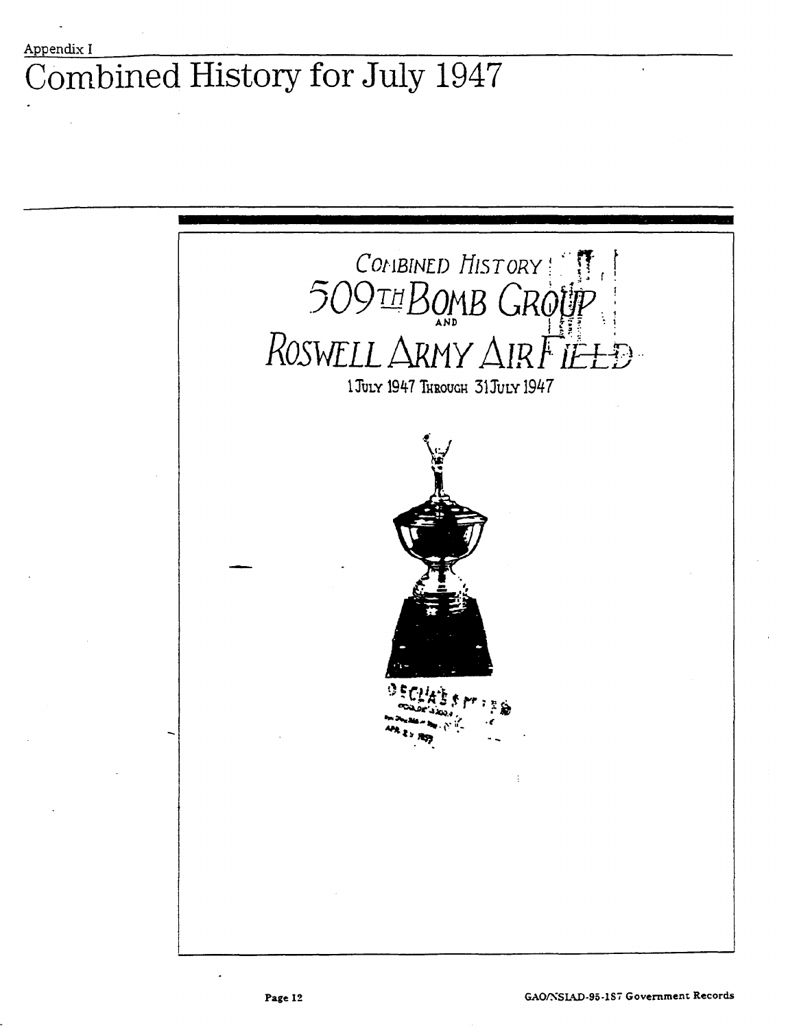Appendix I

# Combined History for July 1947

COMBINED HISTORY

509TH BOMB GROUP

AND

ROSWELL ARMY AIR FIELD

1 JULY 1947 THROUGH 31 JULY 1947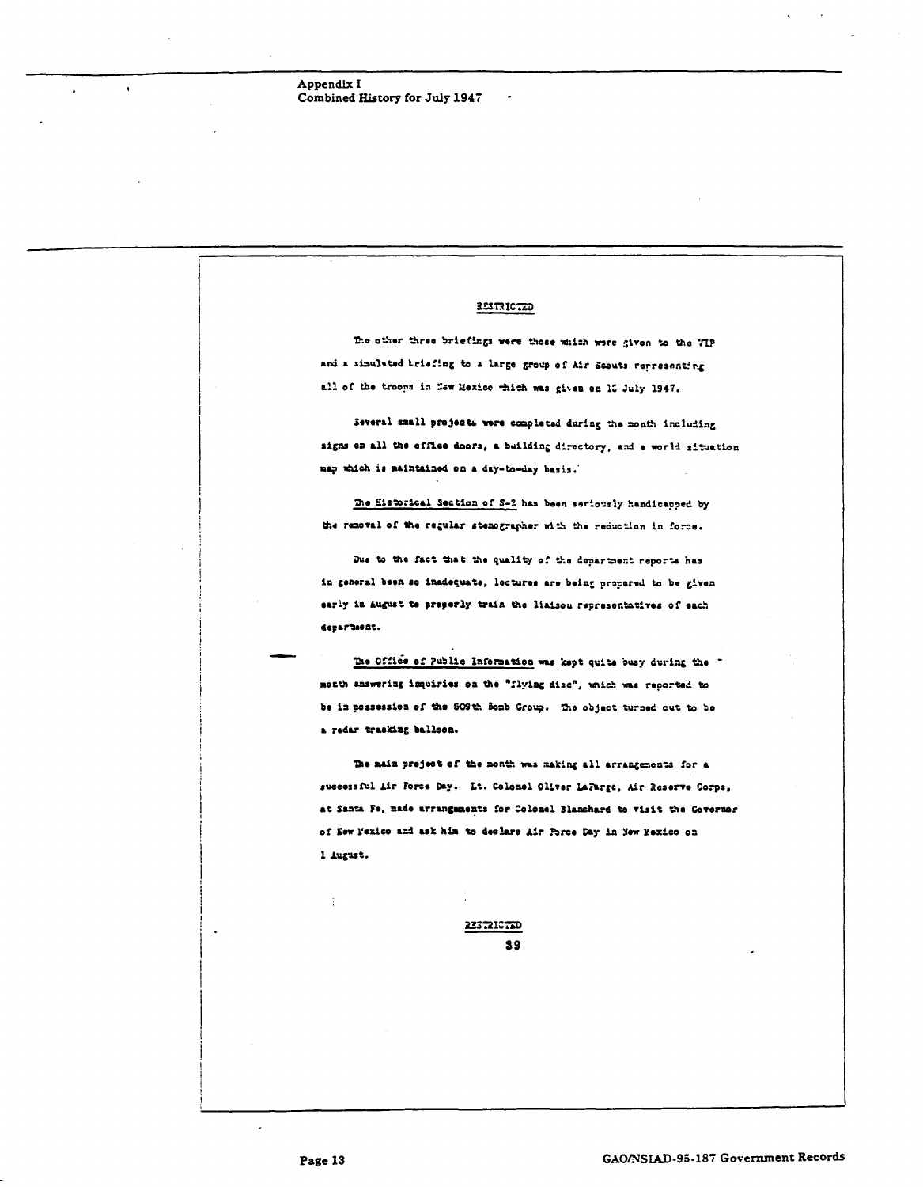Appendix I
Combined History for July 1947

RESTRICTED

The other three briefings were those which were given to the VIP and a simulated briefing to a large group of Air Scouts representing all of the troops in New Mexico which was given on 10 July 1947.

Several small projects were completed during the month including signs on all the office doors, a building directory, and a world situation map which is maintained on a day-to-day basis.

The Historical Section of S-2 has been seriously handicapped by the removal of the regular stenographer with the reduction in force.

Due to the fact that the quality of the department reports has in general been so inadequate, lectures are being prepared to be given early in August to properly train the liaison representatives of each department.

The Office of Public Information was kept quite busy during the month answering inquiries on the "flying disc", which was reported to be in possession of the 509th Bomb Group. The object turned out to be a radar tracking balloon.

The main project of the month was making all arrangements for a successful Air Force Day. Lt. Colonel Oliver LaFarge, Air Reserve Corps, at Santa Fe, made arrangements for Colonel Blanchard to visit the Governor of New Mexico and ask him to declare Air Force Day in New Mexico on 1 August.

RESTRICTED

39

GAO/NSIAD-95-187 Government Records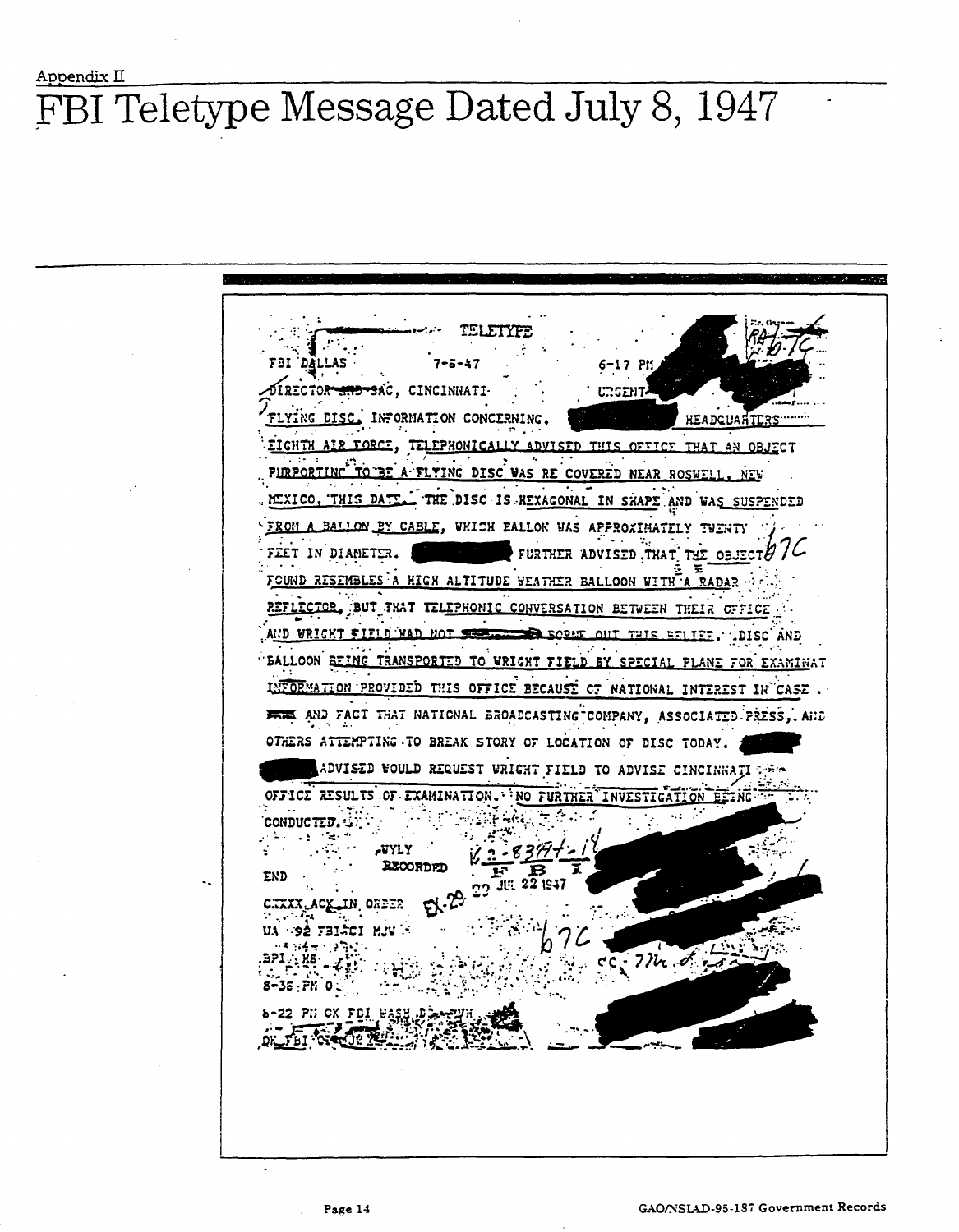Appendix II

# FBI Teletype Message Dated July 8, 1947

TELETYPE

FBI DALLAS 7-8-47 6-17 PM

DIRECTOR AND SAC, CINCINNATI URGENT

FLYING DISC, INFORMATION CONCERNING. ██████ HEADQUARTERS EIGHTH AIR FORCE, TELEPHONICALLY ADVISED THIS OFFICE THAT AN OBJECT PURPORTING TO BE A FLYING DISC WAS RE COVERED NEAR ROSWELL, NEW MEXICO, THIS DATE. THE DISC IS HEXAGONAL IN SHAPE AND WAS SUSPENDED FROM A BALLON BY CABLE, WHICH BALLON WAS APPROXIMATELY TWENTY FEET IN DIAMETER. ██████ FURTHER ADVISED THAT THE OBJECT FOUND RESEMBLES A HIGH ALTITUDE WEATHER BALLOON WITH A RADAR REFLECTOR, BUT THAT TELEPHONIC CONVERSATION BETWEEN THEIR OFFICE AND WRIGHT FIELD HAD NOT ██████ BORNE OUT THIS BELIEF. DISC AND BALLOON BEING TRANSPORTED TO WRIGHT FIELD BY SPECIAL PLANE FOR EXAMINAT INFORMATION PROVIDED THIS OFFICE BECAUSE OF NATIONAL INTEREST IN CASE . ███ AND FACT THAT NATIONAL BROADCASTING COMPANY, ASSOCIATED PRESS, AND OTHERS ATTEMPTING TO BREAK STORY OF LOCATION OF DISC TODAY. ██████ ADVISED WOULD REQUEST WRIGHT FIELD TO ADVISE CINCINNATI OFFICE RESULTS OF EXAMINATION. NO FURTHER INVESTIGATION BEING CONDUCTED.

WYLY

RECORDED

END

CXXXX ACK IN ORDER

UA 92 FBICI MJW

BPI HS

8-36 PM O

6-22 PM OK FBI WASH DC

OK FBI

b7C

62-83894-1

JUL 22 1947

EX-29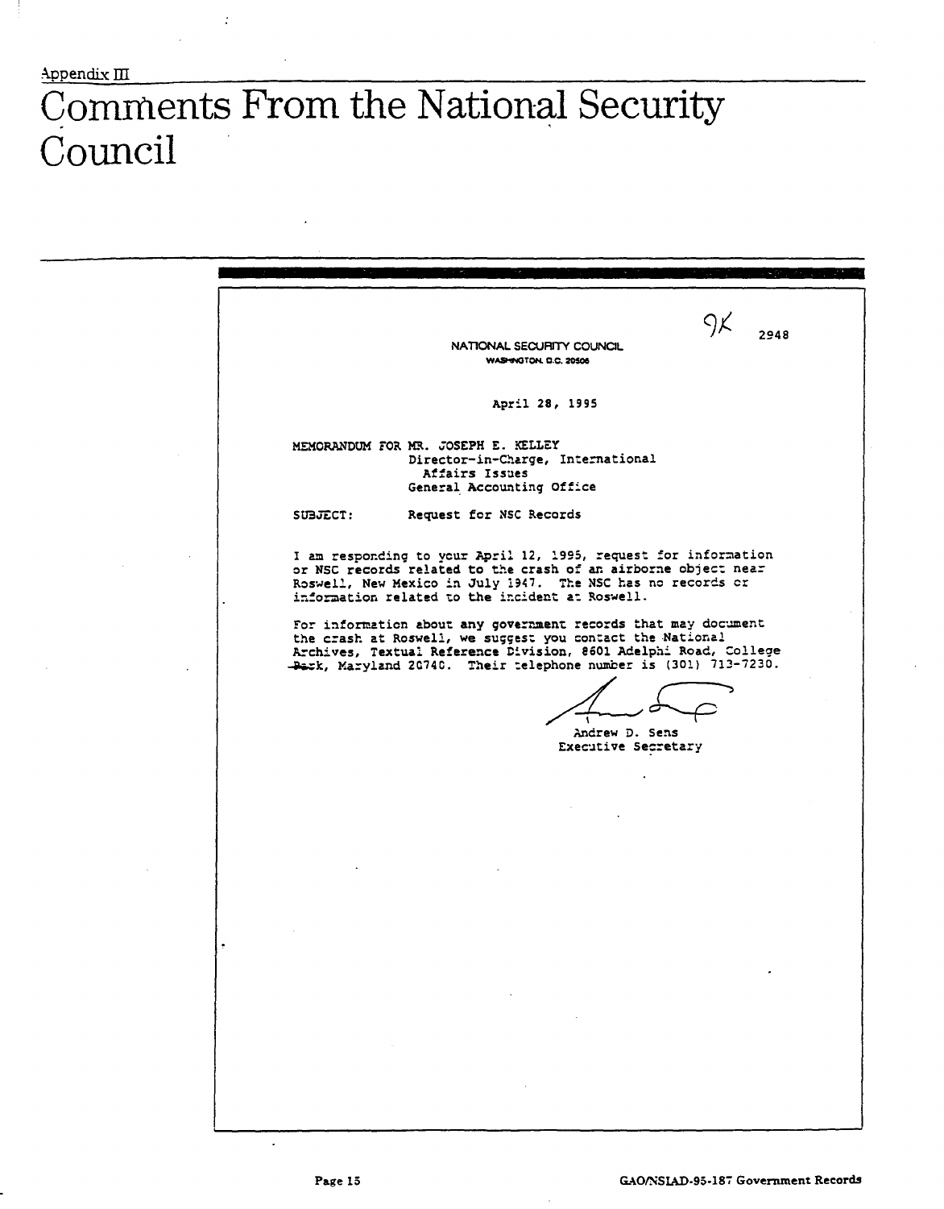Appendix III

# Comments From the National Security Council

9K 2948

NATIONAL SECURITY COUNCIL
WASHINGTON, D.C. 20506

April 28, 1995

MEMORANDUM FOR MR. JOSEPH E. KELLEY
Director-in-Charge, International Affairs Issues
General Accounting Office

SUBJECT: Request for NSC Records

I am responding to your April 12, 1995, request for information or NSC records related to the crash of an airborne object near Roswell, New Mexico in July 1947. The NSC has no records or information related to the incident at Roswell.

For information about any government records that may document the crash at Roswell, we suggest you contact the National Archives, Textual Reference Division, 8601 Adelphi Road, College Park, Maryland 20740. Their telephone number is (301) 713-7230.

Andrew D. Sens
Executive Secretary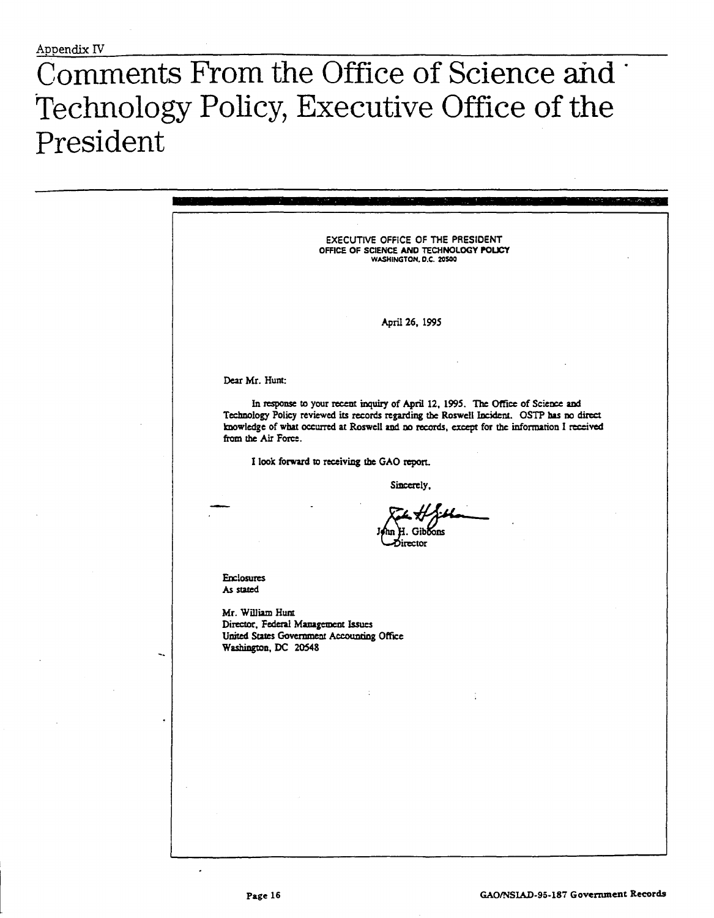Appendix IV

# Comments From the Office of Science and Technology Policy, Executive Office of the President

EXECUTIVE OFFICE OF THE PRESIDENT
OFFICE OF SCIENCE AND TECHNOLOGY POLICY
WASHINGTON, D.C. 20500

April 26, 1995

Dear Mr. Hunt:

In response to your recent inquiry of April 12, 1995. The Office of Science and Technology Policy reviewed its records regarding the Roswell Incident. OSTP has no direct knowledge of what occurred at Roswell and no records, except for the information I received from the Air Force.

I look forward to receiving the GAO report.

Sincerely,

John H. Gibbons
Director

Enclosures
As stated

Mr. William Hunt
Director, Federal Management Issues
United States Government Accounting Office
Washington, DC 20548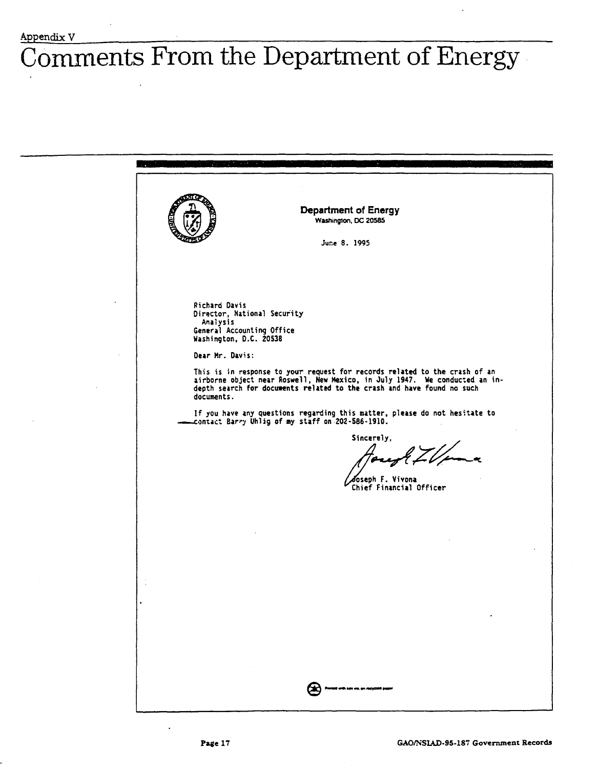Appendix V

# Comments From the Department of Energy

**Department of Energy**
Washington, DC 20585

June 8. 1995

Richard Davis
Director, National Security
Analysis
General Accounting Office
Washington, D.C. 20538

Dear Mr. Davis:

This is in response to your request for records related to the crash of an airborne object near Roswell, New Mexico, in July 1947. We conducted an in-depth search for documents related to the crash and have found no such documents.

If you have any questions regarding this matter, please do not hesitate to contact Barry Uhlig of my staff on 202-586-1910.

Sincerely,

Joseph F. Vivona
Chief Financial Officer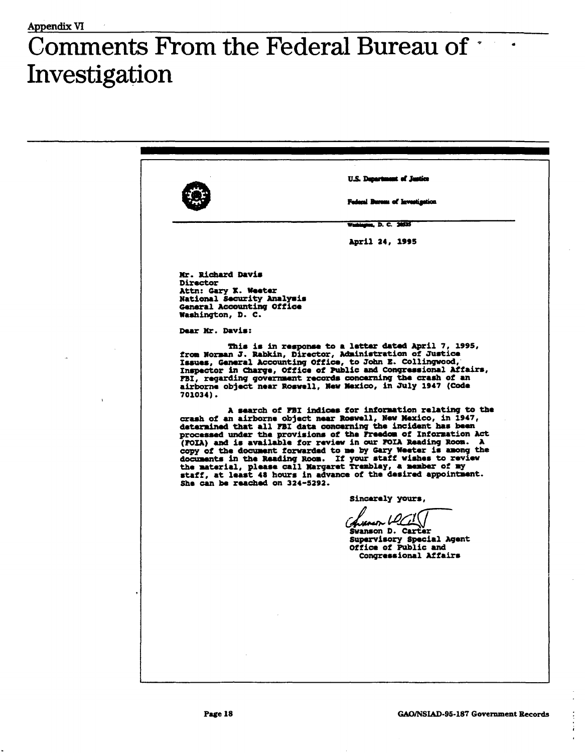# Appendix VI

# Comments From the Federal Bureau of Investigation

U.S. Department of Justice

Federal Bureau of Investigation

Washington, D. C. 20535

April 24, 1995

Mr. Richard Davis
Director
Attn: Gary K. Weeter
National Security Analysis
General Accounting Office
Washington, D. C.

Dear Mr. Davis:

This is in response to a letter dated April 7, 1995, from Norman J. Rabkin, Director, Administration of Justice Issues, General Accounting Office, to John E. Collingwood, Inspector in Charge, Office of Public and Congressional Affairs, FBI, regarding government records concerning the crash of an airborne object near Roswell, New Mexico, in July 1947 (Code 701034).

A search of FBI indices for information relating to the crash of an airborne object near Roswell, New Mexico, in 1947, determined that all FBI data concerning the incident has been processed under the provisions of the Freedom of Information Act (FOIA) and is available for review in our FOIA Reading Room. A copy of the document forwarded to me by Gary Weeter is among the documents in the Reading Room. If your staff wishes to review the material, please call Margaret Tremblay, a member of my staff, at least 48 hours in advance of the desired appointment. She can be reached on 324-5292.

Sincerely yours,

Swanson D. Carter
Supervisory Special Agent
Office of Public and
Congressional Affairs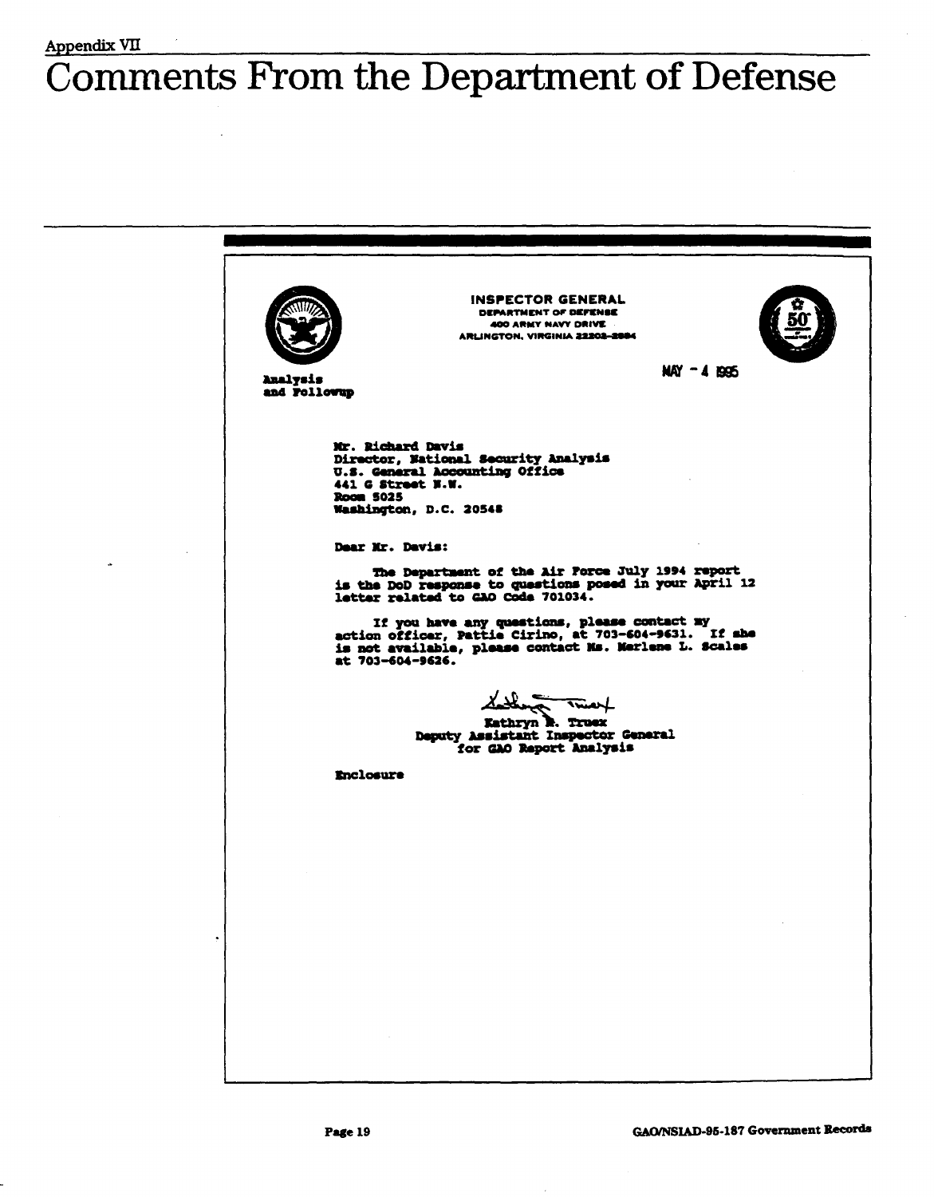Appendix VII

# Comments From the Department of Defense

INSPECTOR GENERAL
DEPARTMENT OF DEFENSE
400 ARMY NAVY DRIVE
ARLINGTON, VIRGINIA 22202-2884

MAY - 4 1995

Analysis
and Followup

Mr. Richard Davis
Director, National Security Analysis
U.S. General Accounting Office
441 G Street N.W.
Room 5025
Washington, D.C. 20548

Dear Mr. Davis:

The Department of the Air Force July 1994 report is the DoD response to questions posed in your April 12 letter related to GAO Code 701034.

If you have any questions, please contact my action officer, Pattie Cirino, at 703-604-9631. If she is not available, please contact Ms. Merlene L. Scales at 703-604-9626.

Kathryn M. Truex
Deputy Assistant Inspector General
for GAO Report Analysis

Enclosure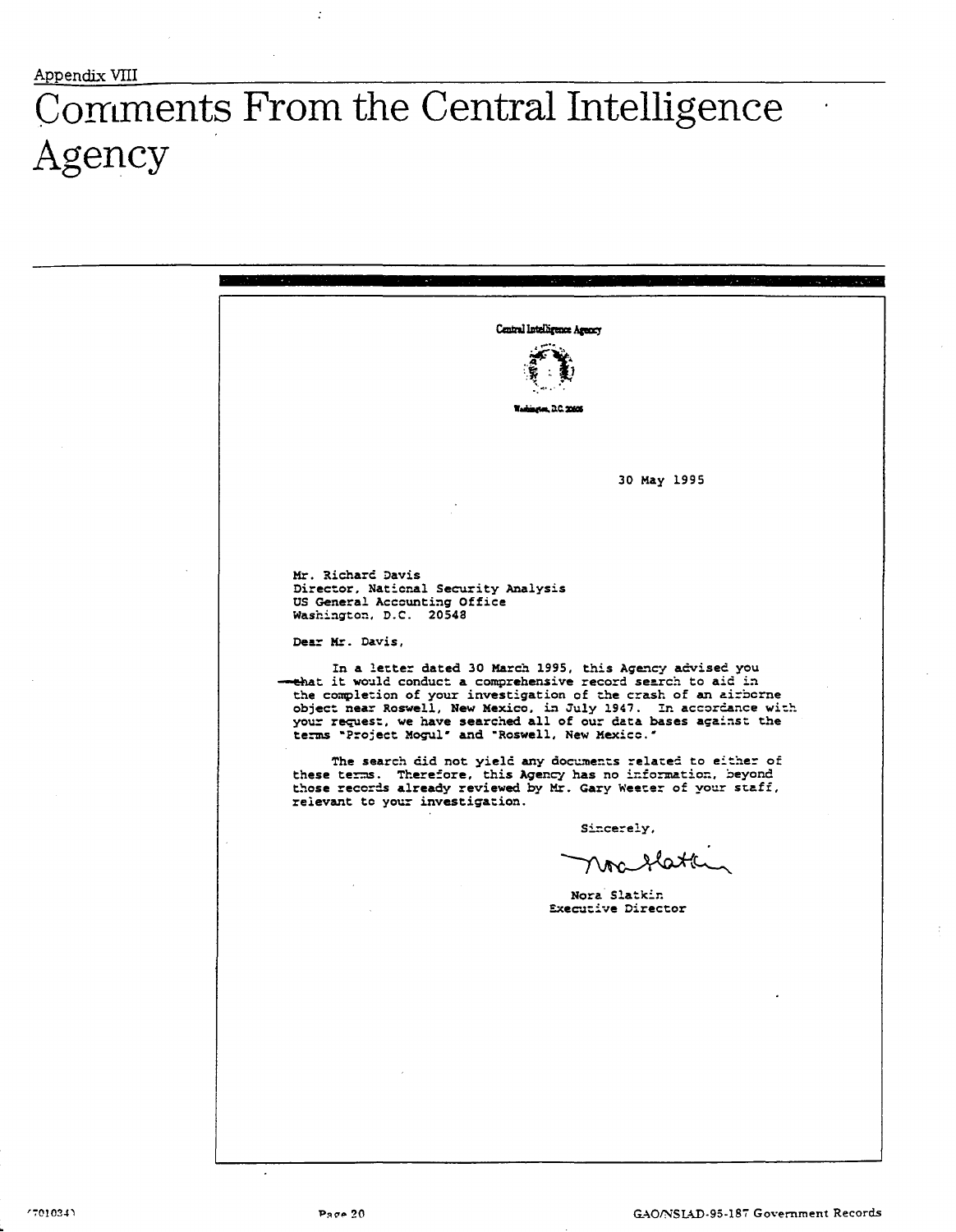Appendix VIII

# Comments From the Central Intelligence Agency

Central Intelligence Agency

Washington, D.C. 20505

30 May 1995

Mr. Richard Davis
Director, National Security Analysis
US General Accounting Office
Washington, D.C. 20548

Dear Mr. Davis,

In a letter dated 30 March 1995, this Agency advised you that it would conduct a comprehensive record search to aid in the completion of your investigation of the crash of an airborne object near Roswell, New Mexico, in July 1947. In accordance with your request, we have searched all of our data bases against the terms "Project Mogul" and "Roswell, New Mexico."

The search did not yield any documents related to either of these terms. Therefore, this Agency has no information, beyond those records already reviewed by Mr. Gary Weeter of your staff, relevant to your investigation.

Sincerely,

Nora Slatkin
Executive Director